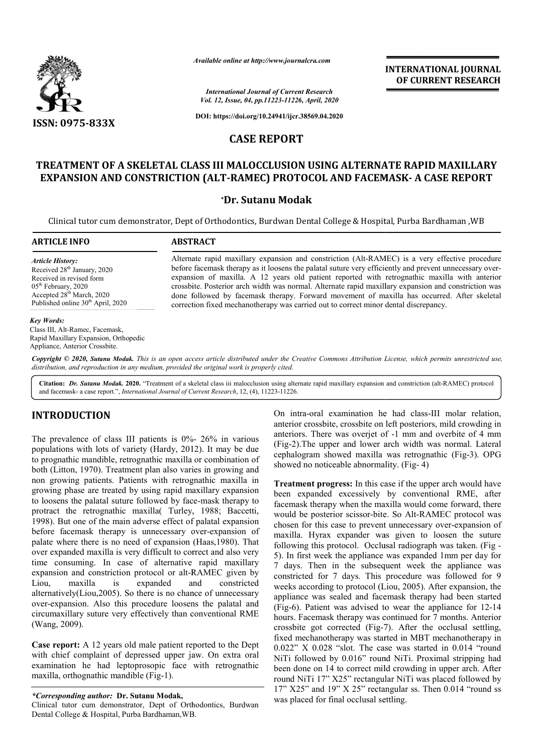*Available online at http://www.journalcra.com*

**INTERNATIONAL JOURNAL OF CURRENT RESEARCH**

ISSN: 0975-833X

DOI: https://doi.org/10.24941/ijcr.38569.04.2020

## CASE REPORT

# TREATMENT OF A SKELETAL CLASS III MALOCCLUSION USING ALTERNATE RAPID MAXILLARY EXPANSION AND CONSTRICTION (ALT-RAMEC) PROTOCOL AND FACEMASK- A CASE REPORT

**\*Dr. Sutanu Modak**

Clinical tutor cum demonstrator, Dept of Orthodontics, Burdwan Dental College & Hospital, Purba Bardhaman ,WB

### ARTICLE INFO

*Article History:*
Received 28th January, 2020
Received in revised form
05th February, 2020
Accepted 28th March, 2020
Published online 30th April, 2020

*Key Words:*
Class III, Alt-Ramec, Facemask, Rapid Maxillary Expansion, Orthopedic Appliance, Anterior Crossbite.

### ABSTRACT

Alternate rapid maxillary expansion and constriction (Alt-RAMEC) is a very effective procedure before facemask therapy as it loosens the palatal suture very efficiently and prevent unnecessary over-expansion of maxilla. A 12 years old patient reported with retrognathic maxilla with anterior crossbite. Posterior arch width was normal. Alternate rapid maxillary expansion and constriction was done followed by facemask therapy. Forward movement of maxilla has occurred. After skeletal correction fixed mechanotherapy was carried out to correct minor dental discrepancy.

*Copyright © 2020, Sutanu Modak. This is an open access article distributed under the Creative Commons Attribution License, which permits unrestricted use, distribution, and reproduction in any medium, provided the original work is properly cited.*

**Citation:** *Dr. Sutanu Modak.* **2020.** "Treatment of a skeletal class iii malocclusion using alternate rapid maxillary expansion and constriction (alt-RAMEC) protocol and facemask- a case report.", *International Journal of Current Research*, 12, (4), 11223-11226.

## INTRODUCTION

The prevalence of class III patients is 0%- 26% in various populations with lots of variety (Hardy, 2012). It may be due to prognathic mandible, retrognathic maxilla or combination of both (Litton, 1970). Treatment plan also varies in growing and non growing patients. Patients with retrognathic maxilla in growing phase are treated by using rapid maxillary expansion to loosens the palatal suture followed by face-mask therapy to protract the retrognathic maxilla( Turley, 1988; Baccetti, 1998). But one of the main adverse effect of palatal expansion before facemask therapy is unnecessary over-expansion of palate where there is no need of expansion (Haas,1980). That over expanded maxilla is very difficult to correct and also very time consuming. In case of alternative rapid maxillary expansion and constriction protocol or alt-RAMEC given by Liou, maxilla is expanded and constricted alternatively(Liou,2005). So there is no chance of unnecessary over-expansion. Also this procedure loosens the palatal and circumaxillary suture very effectively than conventional RME (Wang, 2009).

**Case report:** A 12 years old male patient reported to the Dept with chief complaint of depressed upper jaw. On extra oral examination he had leptoprosopic face with retrognathic maxilla, orthognathic mandible (Fig-1).

On intra-oral examination he had class-III molar relation, anterior crossbite, crossbite on left posteriors, mild crowding in anteriors. There was overjet of -1 mm and overbite of 4 mm (Fig-2).The upper and lower arch width was normal. Lateral cephalogram showed maxilla was retrognathic (Fig-3). OPG showed no noticeable abnormality. (Fig- 4)

**Treatment progress:** In this case if the upper arch would have been expanded excessively by conventional RME, after facemask therapy when the maxilla would come forward, there would be posterior scissor-bite. So Alt-RAMEC protocol was chosen for this case to prevent unnecessary over-expansion of maxilla. Hyrax expander was given to loosen the suture following this protocol. Occlusal radiograph was taken. (Fig - 5). In first week the appliance was expanded 1mm per day for 7 days. Then in the subsequent week the appliance was constricted for 7 days. This procedure was followed for 9 weeks according to protocol (Liou, 2005). After expansion, the appliance was sealed and facemask therapy had been started (Fig-6). Patient was advised to wear the appliance for 12-14 hours. Facemask therapy was continued for 7 months. Anterior crossbite got corrected (Fig-7). After the occlusal settling, fixed mechanotherapy was started in MBT mechanotherapy in 0.022" X 0.028 "slot. The case was started in 0.014 "round NiTi followed by 0.016" round NiTi. Proximal stripping had been done on 14 to correct mild crowding in upper arch. After round NiTi 17" X25" rectangular NiTi was placed followed by 17" X25" and 19" X 25" rectangular ss. Then 0.014 "round ss was placed for final occlusal settling.

*\*Corresponding author:* **Dr. Sutanu Modak,**
Clinical tutor cum demonstrator, Dept of Orthodontics, Burdwan Dental College & Hospital, Purba Bardhaman,WB.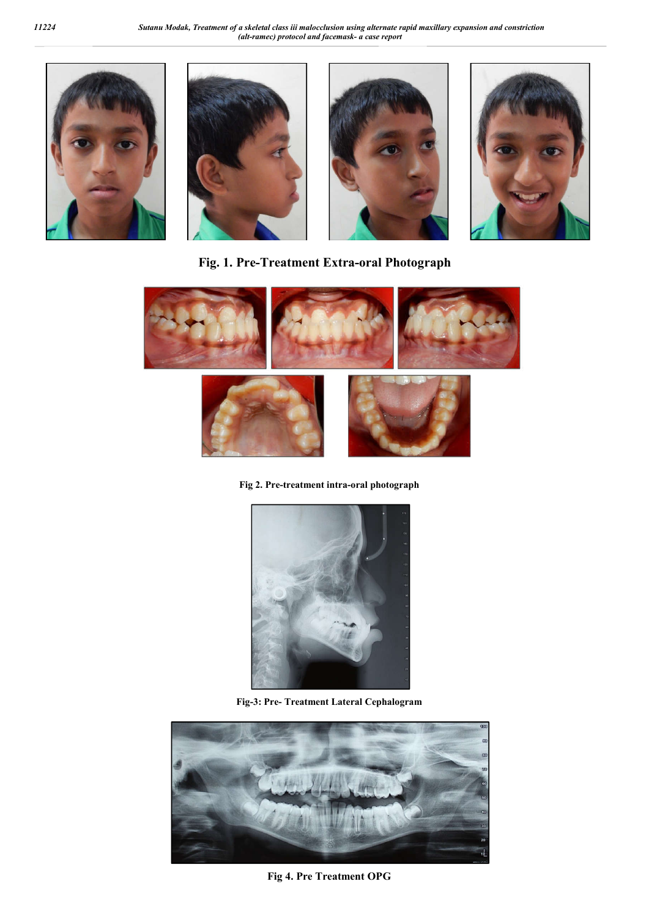Fig. 1. Pre-Treatment Extra-oral Photograph

Fig 2. Pre-treatment intra-oral photograph

Fig-3: Pre- Treatment Lateral Cephalogram

Fig 4. Pre Treatment OPG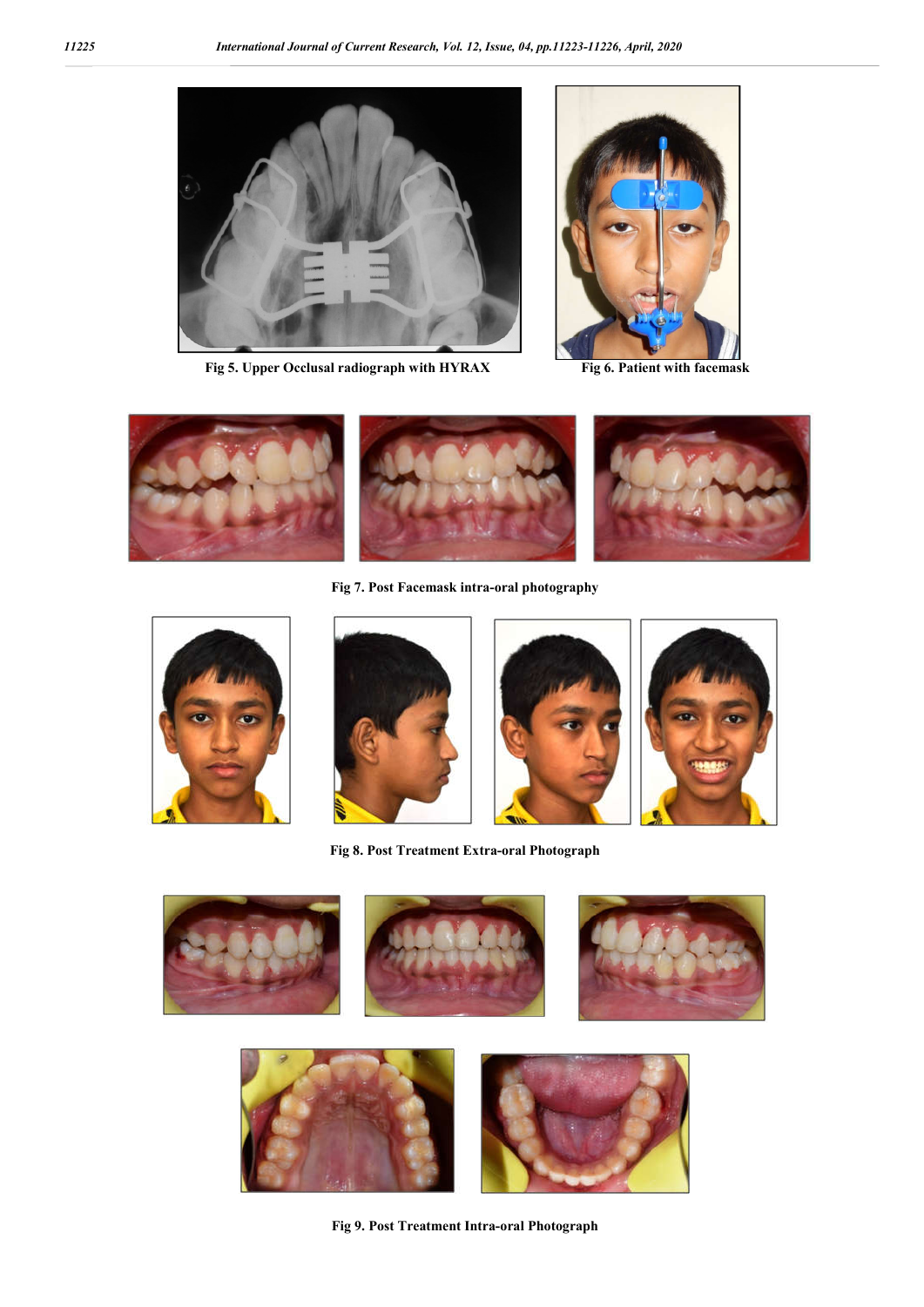Fig 5. Upper Occlusal radiograph with HYRAX

Fig 6. Patient with facemask

Fig 7. Post Facemask intra-oral photography

Fig 8. Post Treatment Extra-oral Photograph

Fig 9. Post Treatment Intra-oral Photograph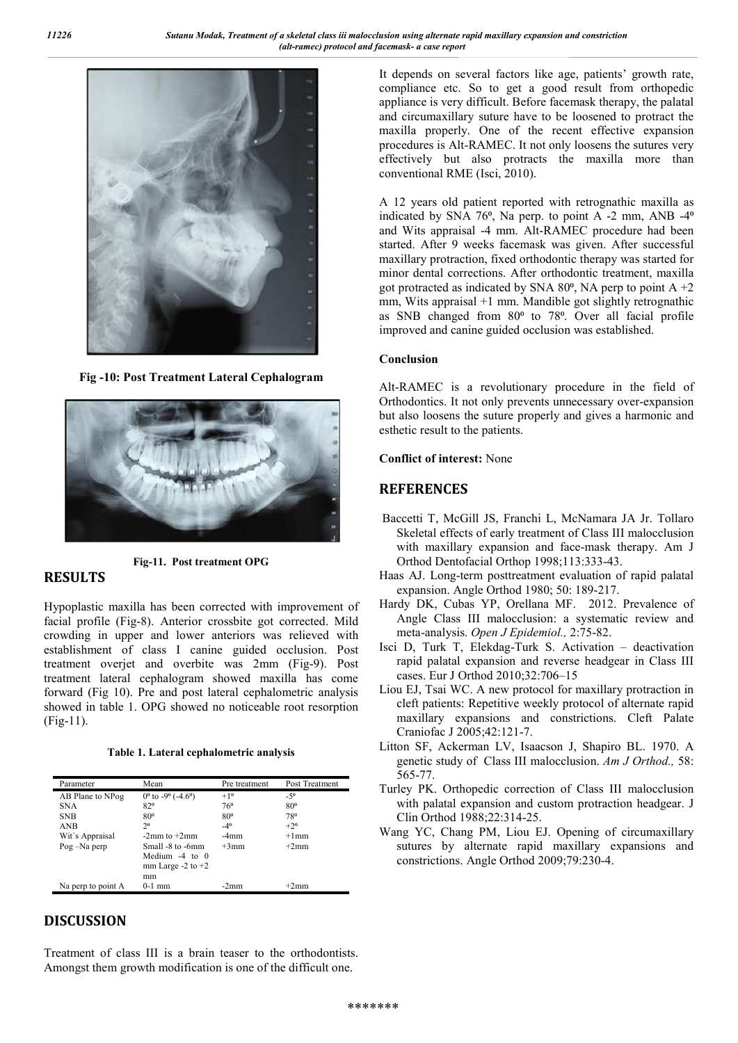Fig -10: Post Treatment Lateral Cephalogram

Fig-11. Post treatment OPG

## RESULTS

Hypoplastic maxilla has been corrected with improvement of facial profile (Fig-8). Anterior crossbite got corrected. Mild crowding in upper and lower anteriors was relieved with establishment of class I canine guided occlusion. Post treatment overjet and overbite was 2mm (Fig-9). Post treatment lateral cephalogram showed maxilla has come forward (Fig 10). Pre and post lateral cephalometric analysis showed in table 1. OPG showed no noticeable root resorption (Fig-11).

**Table 1. Lateral cephalometric analysis**

| Parameter | Mean | Pre treatment | Post Treatment |
|---|---|---|---|
| AB Plane to NPog | 0º to -9º (-4.6º) | +1º | -5º |
| SNA | 82º | 76º | 80º |
| SNB | 80º | 80º | 78º |
| ANB | 2º | -4º | +2º |
| Wit`s Appraisal | -2mm to +2mm | -4mm | +1mm |
| Pog –Na perp | Small -8 to -6mm Medium -4 to 0 mm Large -2 to +2 mm | +3mm | +2mm |
| Na perp to point A | 0-1 mm | -2mm | +2mm |

## DISCUSSION

Treatment of class III is a brain teaser to the orthodontists. Amongst them growth modification is one of the difficult one. It depends on several factors like age, patients' growth rate, compliance etc. So to get a good result from orthopedic appliance is very difficult. Before facemask therapy, the palatal and circumaxillary suture have to be loosened to protract the maxilla properly. One of the recent effective expansion procedures is Alt-RAMEC. It not only loosens the sutures very effectively but also protracts the maxilla more than conventional RME (Isci, 2010).

A 12 years old patient reported with retrognathic maxilla as indicated by SNA 76º, Na perp. to point A -2 mm, ANB -4º and Wits appraisal -4 mm. Alt-RAMEC procedure had been started. After 9 weeks facemask was given. After successful maxillary protraction, fixed orthodontic therapy was started for minor dental corrections. After orthodontic treatment, maxilla got protracted as indicated by SNA 80º, NA perp to point A +2 mm, Wits appraisal +1 mm. Mandible got slightly retrognathic as SNB changed from 80º to 78º. Over all facial profile improved and canine guided occlusion was established.

### Conclusion

Alt-RAMEC is a revolutionary procedure in the field of Orthodontics. It not only prevents unnecessary over-expansion but also loosens the suture properly and gives a harmonic and esthetic result to the patients.

**Conflict of interest:** None

## REFERENCES

Baccetti T, McGill JS, Franchi L, McNamara JA Jr. Tollaro Skeletal effects of early treatment of Class III malocclusion with maxillary expansion and face-mask therapy. Am J Orthod Dentofacial Orthop 1998;113:333-43.

Haas AJ. Long-term posttreatment evaluation of rapid palatal expansion. Angle Orthod 1980; 50: 189-217.

Hardy DK, Cubas YP, Orellana MF. 2012. Prevalence of Angle Class III malocclusion: a systematic review and meta-analysis. *Open J Epidemiol.,* 2:75-82.

Isci D, Turk T, Elekdag-Turk S. Activation – deactivation rapid palatal expansion and reverse headgear in Class III cases. Eur J Orthod 2010;32:706–15

Liou EJ, Tsai WC. A new protocol for maxillary protraction in cleft patients: Repetitive weekly protocol of alternate rapid maxillary expansions and constrictions. Cleft Palate Craniofac J 2005;42:121-7.

Litton SF, Ackerman LV, Isaacson J, Shapiro BL. 1970. A genetic study of Class III malocclusion. *Am J Orthod.,* 58: 565-77.

Turley PK. Orthopedic correction of Class III malocclusion with palatal expansion and custom protraction headgear. J Clin Orthod 1988;22:314-25.

Wang YC, Chang PM, Liou EJ. Opening of circumaxillary sutures by alternate rapid maxillary expansions and constrictions. Angle Orthod 2009;79:230-4.

\*\*\*\*\*\*\*